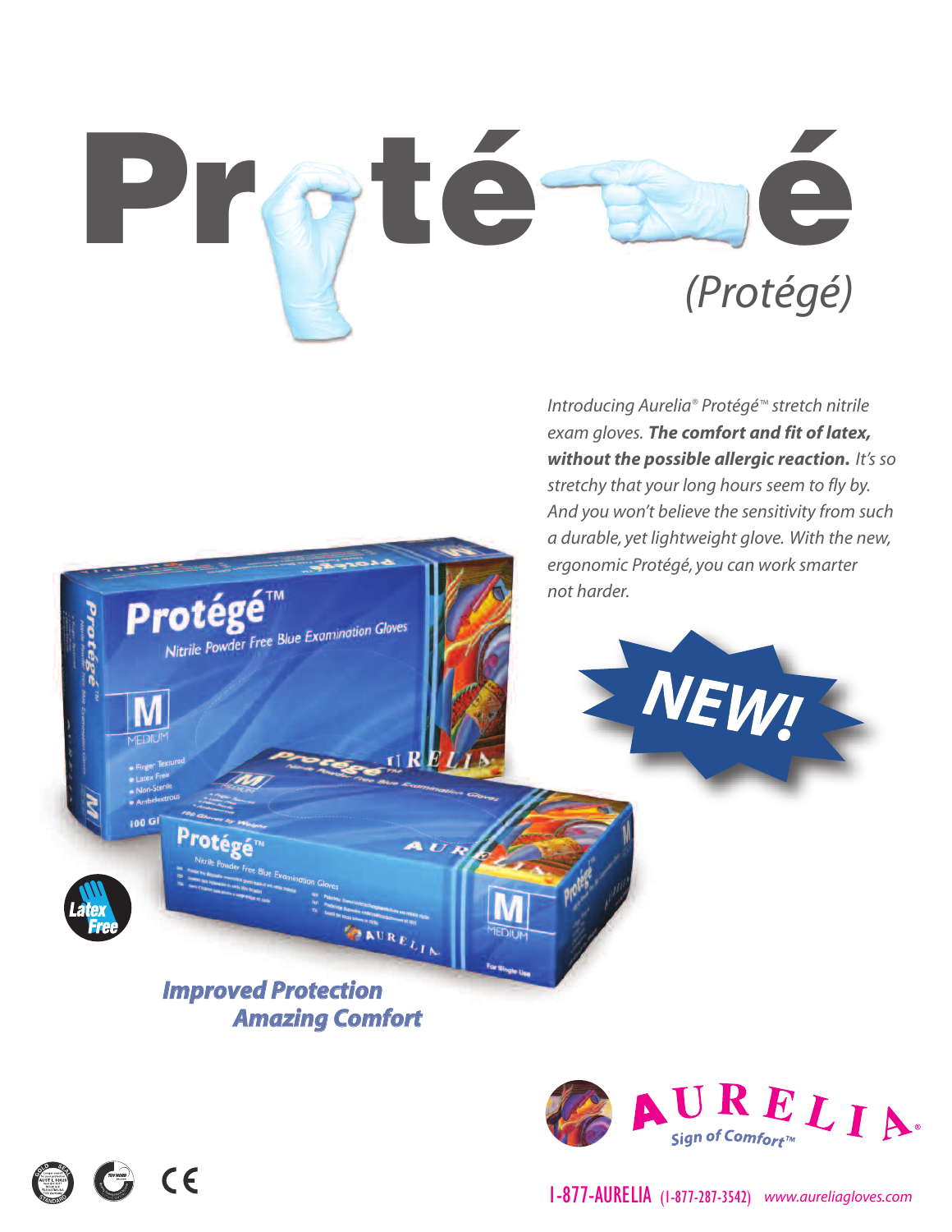# Protégé

*(Protégé)*

*Introducing Aurelia® Protégé™ stretch nitrile exam gloves.* ***The comfort and fit of latex, without the possible allergic reaction.*** *It's so stretchy that your long hours seem to fly by. And you won't believe the sensitivity from such a durable, yet lightweight glove. With the new, ergonomic Protégé, you can work smarter not harder.*

**NEW!**

Latex Free

**Improved Protection**
**Amazing Comfort**

AURELIA®
Sign of Comfort™

1-877-AURELIA (1-877-287-3542) www.aureliagloves.com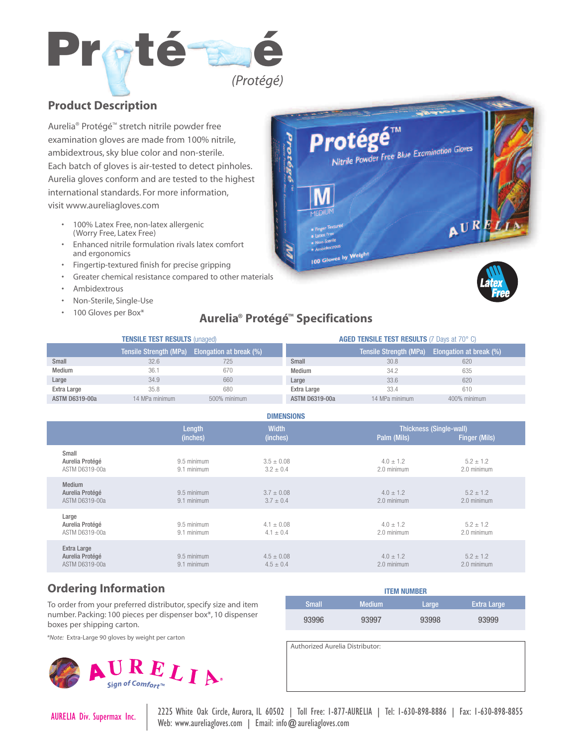# Protégé

*(Protégé)*

## Product Description

Aurelia® Protégé™ stretch nitrile powder free examination gloves are made from 100% nitrile, ambidextrous, sky blue color and non-sterile. Each batch of gloves is air-tested to detect pinholes. Aurelia gloves conform and are tested to the highest international standards. For more information, visit www.aureliagloves.com

- 100% Latex Free, non-latex allergenic (Worry Free, Latex Free)
- Enhanced nitrile formulation rivals latex comfort and ergonomics
- Fingertip-textured finish for precise gripping
- Greater chemical resistance compared to other materials
- Ambidextrous
- Non-Sterile, Single-Use
- 100 Gloves per Box*

## Aurelia® Protégé™ Specifications

**TENSILE TEST RESULTS** (unaged)

| | Tensile Strength (MPa) | Elongation at break (%) |
|---|---|---|
| Small | 32.6 | 725 |
| Medium | 36.1 | 670 |
| Large | 34.9 | 660 |
| Extra Large | 35.8 | 680 |
| ASTM D6319-00a | 14 MPa minimum | 500% minimum |

**AGED TENSILE TEST RESULTS** (7 Days at 70° C)

| | Tensile Strength (MPa) | Elongation at break (%) |
|---|---|---|
| Small | 30.8 | 620 |
| Medium | 34.2 | 635 |
| Large | 33.6 | 620 |
| Extra Large | 33.4 | 610 |
| ASTM D6319-00a | 14 MPa minimum | 400% minimum |

**DIMENSIONS**

| | Length (inches) | Width (inches) | Thickness (Single-wall) Palm (Mils) | Finger (Mils) |
|---|---|---|---|---|
| Small Aurelia Protégé | 9.5 minimum | 3.5 ± 0.08 | 4.0 ± 1.2 | 5.2 ± 1.2 |
| Small ASTM D6319-00a | 9.1 minimum | 3.2 ± 0.4 | 2.0 minimum | 2.0 minimum |
| Medium Aurelia Protégé | 9.5 minimum | 3.7 ± 0.08 | 4.0 ± 1.2 | 5.2 ± 1.2 |
| Medium ASTM D6319-00a | 9.1 minimum | 3.7 ± 0.4 | 2.0 minimum | 2.0 minimum |
| Large Aurelia Protégé | 9.5 minimum | 4.1 ± 0.08 | 4.0 ± 1.2 | 5.2 ± 1.2 |
| Large ASTM D6319-00a | 9.1 minimum | 4.1 ± 0.4 | 2.0 minimum | 2.0 minimum |
| Extra Large Aurelia Protégé | 9.5 minimum | 4.5 ± 0.08 | 4.0 ± 1.2 | 5.2 ± 1.2 |
| Extra Large ASTM D6319-00a | 9.1 minimum | 4.5 ± 0.4 | 2.0 minimum | 2.0 minimum |

## Ordering Information

To order from your preferred distributor, specify size and item number. Packing: 100 pieces per dispenser box*, 10 dispenser boxes per shipping carton.

*Note: Extra-Large 90 gloves by weight per carton

**ITEM NUMBER**

| Small | Medium | Large | Extra Large |
|---|---|---|---|
| 93996 | 93997 | 93998 | 93999 |

Authorized Aurelia Distributor:

AURELIA Sign of Comfort™

AURELIA Div. Supermax Inc.

2225 White Oak Circle, Aurora, IL 60502 | Toll Free: 1-877-AURELIA | Tel: 1-630-898-8886 | Fax: 1-630-898-8855
Web: www.aureliagloves.com | Email: info@aureliagloves.com